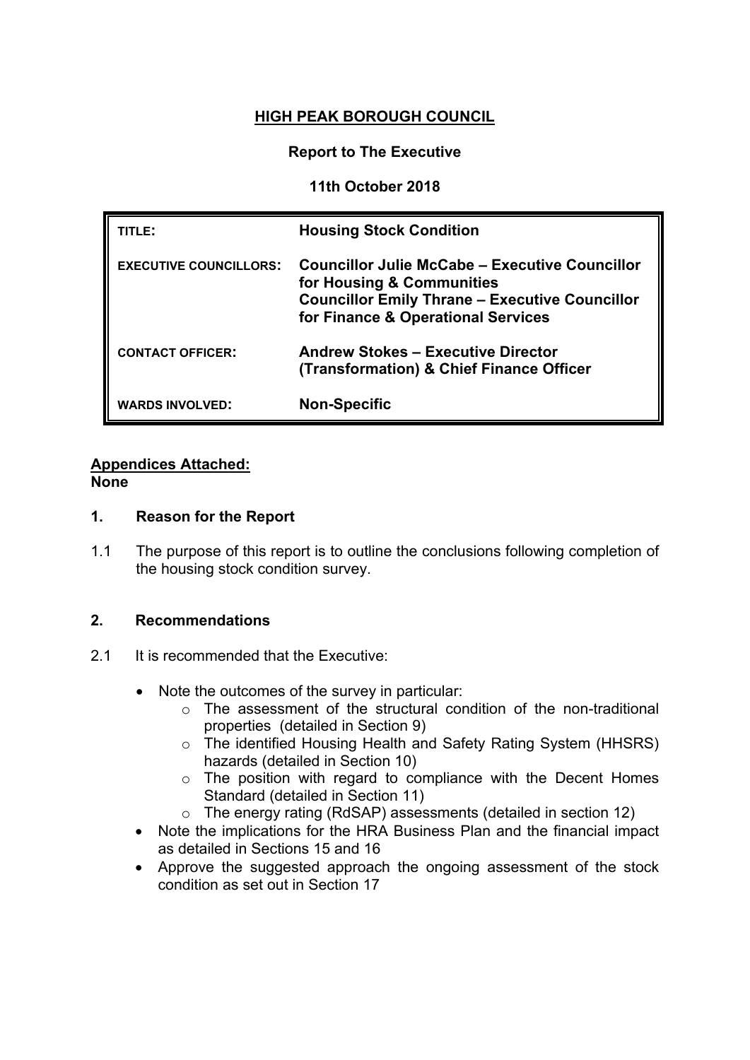# HIGH PEAK BOROUGH COUNCIL

**Report to The Executive**

**11th October 2018**

| | |
|---|---|
| **TITLE:** | **Housing Stock Condition** |
| **EXECUTIVE COUNCILLORS:** | **Councillor Julie McCabe – Executive Councillor for Housing & Communities**<br>**Councillor Emily Thrane – Executive Councillor for Finance & Operational Services** |
| **CONTACT OFFICER:** | **Andrew Stokes – Executive Director (Transformation) & Chief Finance Officer** |
| **WARDS INVOLVED:** | **Non-Specific** |

**Appendices Attached:**
**None**

## 1. Reason for the Report

1.1 The purpose of this report is to outline the conclusions following completion of the housing stock condition survey.

## 2. Recommendations

2.1 It is recommended that the Executive:

- Note the outcomes of the survey in particular:
  - The assessment of the structural condition of the non-traditional properties (detailed in Section 9)
  - The identified Housing Health and Safety Rating System (HHSRS) hazards (detailed in Section 10)
  - The position with regard to compliance with the Decent Homes Standard (detailed in Section 11)
  - The energy rating (RdSAP) assessments (detailed in section 12)
- Note the implications for the HRA Business Plan and the financial impact as detailed in Sections 15 and 16
- Approve the suggested approach the ongoing assessment of the stock condition as set out in Section 17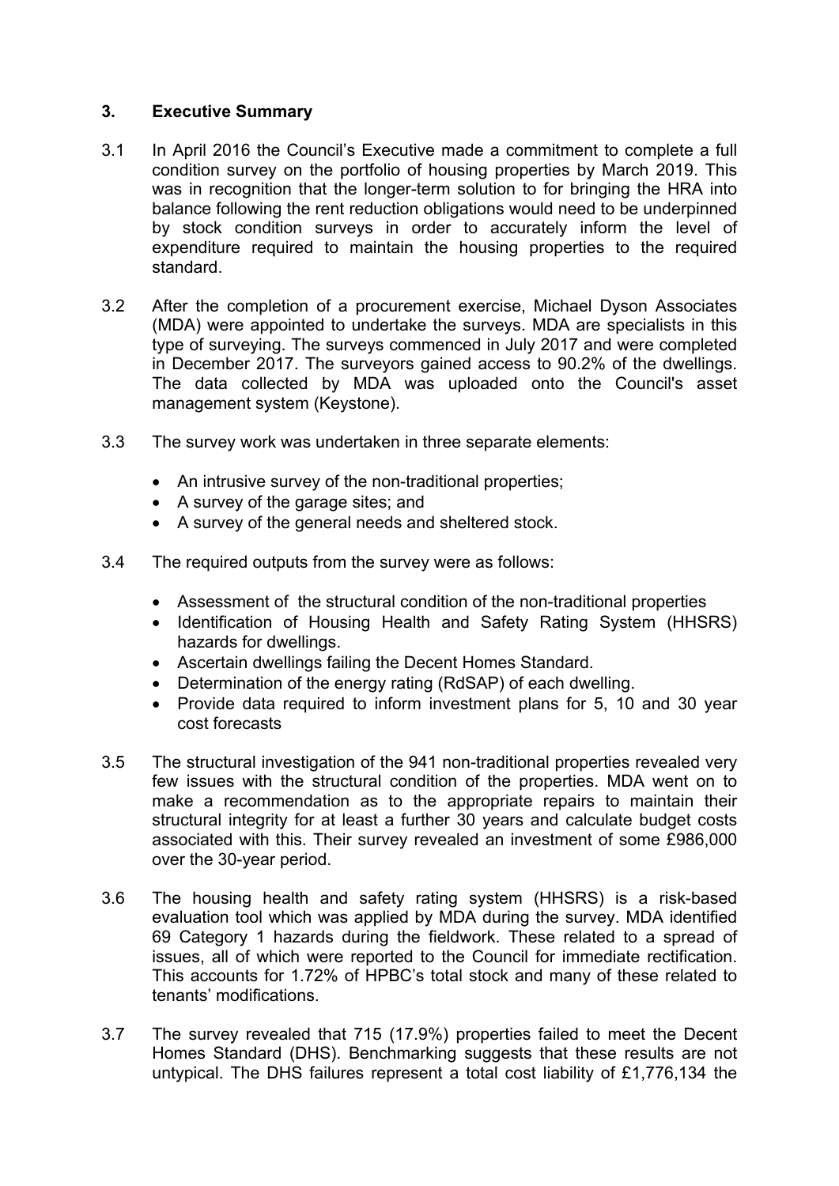## 3. Executive Summary

3.1 In April 2016 the Council's Executive made a commitment to complete a full condition survey on the portfolio of housing properties by March 2019. This was in recognition that the longer-term solution to for bringing the HRA into balance following the rent reduction obligations would need to be underpinned by stock condition surveys in order to accurately inform the level of expenditure required to maintain the housing properties to the required standard.

3.2 After the completion of a procurement exercise, Michael Dyson Associates (MDA) were appointed to undertake the surveys. MDA are specialists in this type of surveying. The surveys commenced in July 2017 and were completed in December 2017. The surveyors gained access to 90.2% of the dwellings. The data collected by MDA was uploaded onto the Council's asset management system (Keystone).

3.3 The survey work was undertaken in three separate elements:

- An intrusive survey of the non-traditional properties;
- A survey of the garage sites; and
- A survey of the general needs and sheltered stock.

3.4 The required outputs from the survey were as follows:

- Assessment of the structural condition of the non-traditional properties
- Identification of Housing Health and Safety Rating System (HHSRS) hazards for dwellings.
- Ascertain dwellings failing the Decent Homes Standard.
- Determination of the energy rating (RdSAP) of each dwelling.
- Provide data required to inform investment plans for 5, 10 and 30 year cost forecasts

3.5 The structural investigation of the 941 non-traditional properties revealed very few issues with the structural condition of the properties. MDA went on to make a recommendation as to the appropriate repairs to maintain their structural integrity for at least a further 30 years and calculate budget costs associated with this. Their survey revealed an investment of some £986,000 over the 30-year period.

3.6 The housing health and safety rating system (HHSRS) is a risk-based evaluation tool which was applied by MDA during the survey. MDA identified 69 Category 1 hazards during the fieldwork. These related to a spread of issues, all of which were reported to the Council for immediate rectification. This accounts for 1.72% of HPBC's total stock and many of these related to tenants' modifications.

3.7 The survey revealed that 715 (17.9%) properties failed to meet the Decent Homes Standard (DHS). Benchmarking suggests that these results are not untypical. The DHS failures represent a total cost liability of £1,776,134 the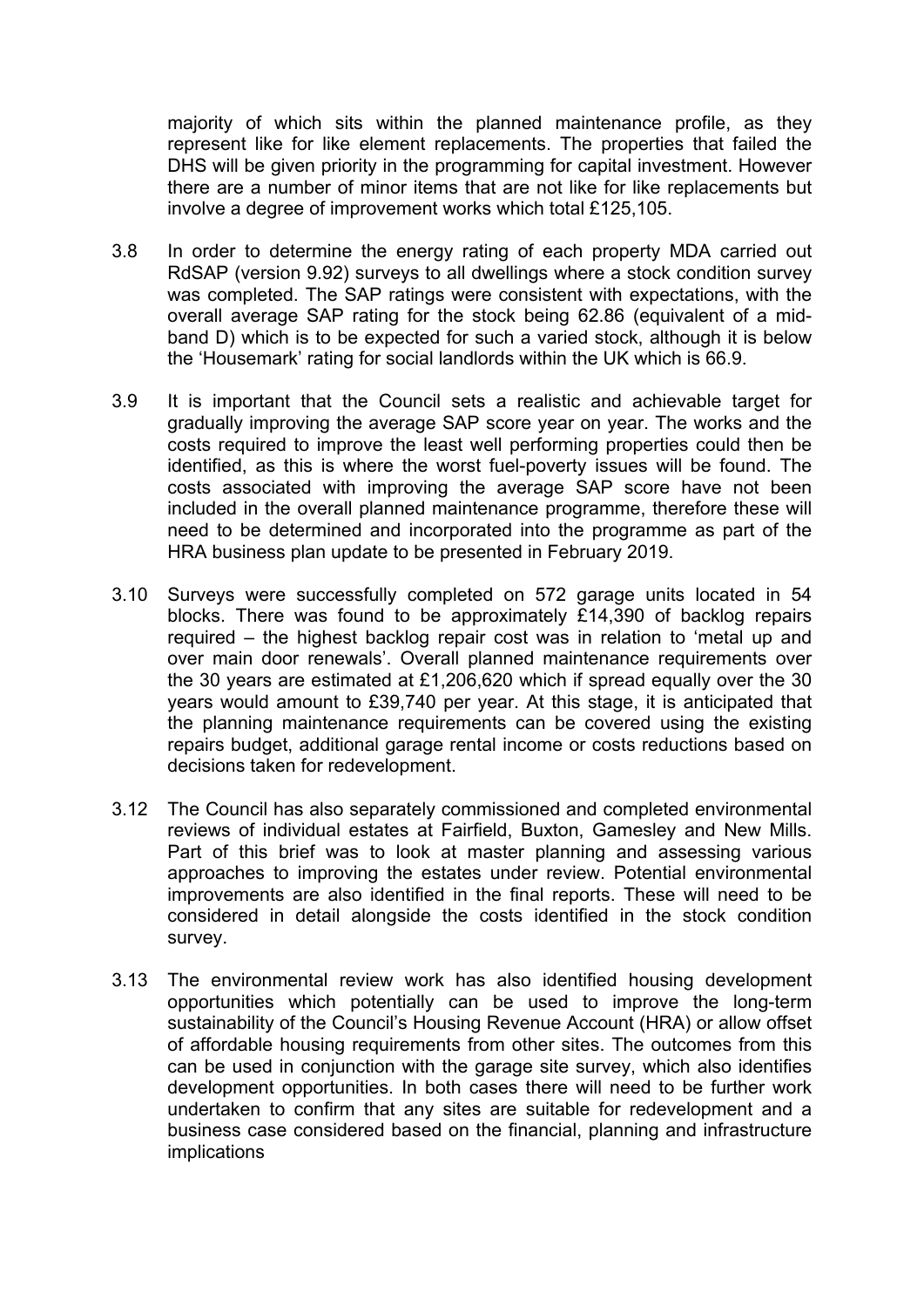majority of which sits within the planned maintenance profile, as they represent like for like element replacements. The properties that failed the DHS will be given priority in the programming for capital investment. However there are a number of minor items that are not like for like replacements but involve a degree of improvement works which total £125,105.

3.8 In order to determine the energy rating of each property MDA carried out RdSAP (version 9.92) surveys to all dwellings where a stock condition survey was completed. The SAP ratings were consistent with expectations, with the overall average SAP rating for the stock being 62.86 (equivalent of a mid-band D) which is to be expected for such a varied stock, although it is below the 'Housemark' rating for social landlords within the UK which is 66.9.

3.9 It is important that the Council sets a realistic and achievable target for gradually improving the average SAP score year on year. The works and the costs required to improve the least well performing properties could then be identified, as this is where the worst fuel-poverty issues will be found. The costs associated with improving the average SAP score have not been included in the overall planned maintenance programme, therefore these will need to be determined and incorporated into the programme as part of the HRA business plan update to be presented in February 2019.

3.10 Surveys were successfully completed on 572 garage units located in 54 blocks. There was found to be approximately £14,390 of backlog repairs required – the highest backlog repair cost was in relation to 'metal up and over main door renewals'. Overall planned maintenance requirements over the 30 years are estimated at £1,206,620 which if spread equally over the 30 years would amount to £39,740 per year. At this stage, it is anticipated that the planning maintenance requirements can be covered using the existing repairs budget, additional garage rental income or costs reductions based on decisions taken for redevelopment.

3.12 The Council has also separately commissioned and completed environmental reviews of individual estates at Fairfield, Buxton, Gamesley and New Mills. Part of this brief was to look at master planning and assessing various approaches to improving the estates under review. Potential environmental improvements are also identified in the final reports. These will need to be considered in detail alongside the costs identified in the stock condition survey.

3.13 The environmental review work has also identified housing development opportunities which potentially can be used to improve the long-term sustainability of the Council's Housing Revenue Account (HRA) or allow offset of affordable housing requirements from other sites. The outcomes from this can be used in conjunction with the garage site survey, which also identifies development opportunities. In both cases there will need to be further work undertaken to confirm that any sites are suitable for redevelopment and a business case considered based on the financial, planning and infrastructure implications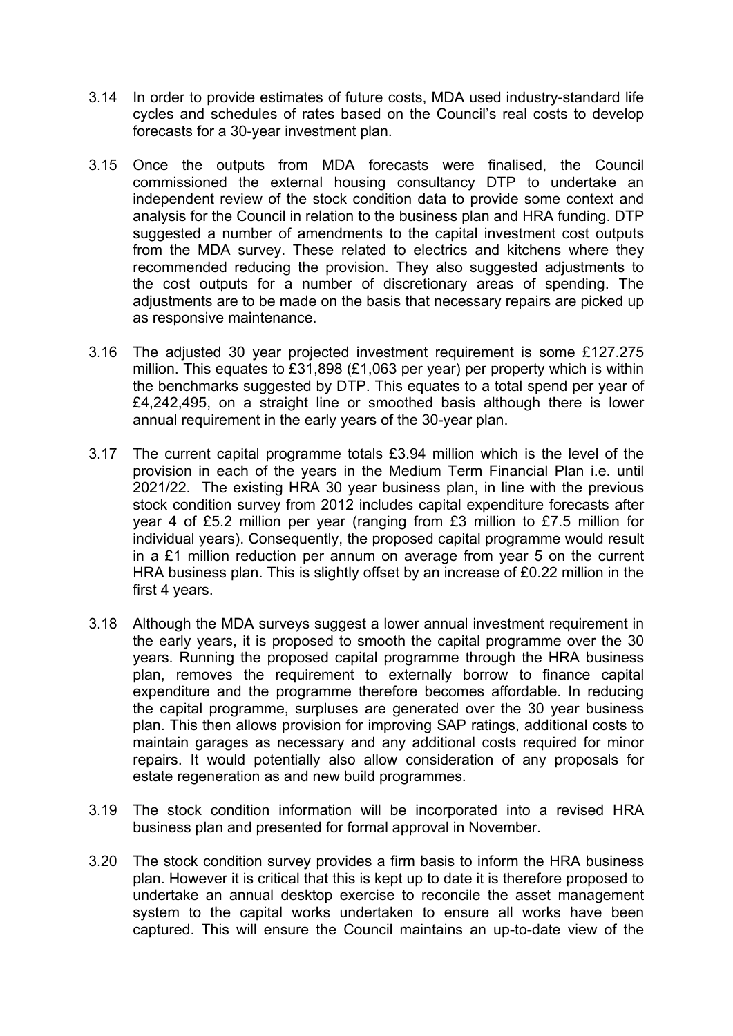3.14 In order to provide estimates of future costs, MDA used industry-standard life cycles and schedules of rates based on the Council's real costs to develop forecasts for a 30-year investment plan.

3.15 Once the outputs from MDA forecasts were finalised, the Council commissioned the external housing consultancy DTP to undertake an independent review of the stock condition data to provide some context and analysis for the Council in relation to the business plan and HRA funding. DTP suggested a number of amendments to the capital investment cost outputs from the MDA survey. These related to electrics and kitchens where they recommended reducing the provision. They also suggested adjustments to the cost outputs for a number of discretionary areas of spending. The adjustments are to be made on the basis that necessary repairs are picked up as responsive maintenance.

3.16 The adjusted 30 year projected investment requirement is some £127.275 million. This equates to £31,898 (£1,063 per year) per property which is within the benchmarks suggested by DTP. This equates to a total spend per year of £4,242,495, on a straight line or smoothed basis although there is lower annual requirement in the early years of the 30-year plan.

3.17 The current capital programme totals £3.94 million which is the level of the provision in each of the years in the Medium Term Financial Plan i.e. until 2021/22. The existing HRA 30 year business plan, in line with the previous stock condition survey from 2012 includes capital expenditure forecasts after year 4 of £5.2 million per year (ranging from £3 million to £7.5 million for individual years). Consequently, the proposed capital programme would result in a £1 million reduction per annum on average from year 5 on the current HRA business plan. This is slightly offset by an increase of £0.22 million in the first 4 years.

3.18 Although the MDA surveys suggest a lower annual investment requirement in the early years, it is proposed to smooth the capital programme over the 30 years. Running the proposed capital programme through the HRA business plan, removes the requirement to externally borrow to finance capital expenditure and the programme therefore becomes affordable. In reducing the capital programme, surpluses are generated over the 30 year business plan. This then allows provision for improving SAP ratings, additional costs to maintain garages as necessary and any additional costs required for minor repairs. It would potentially also allow consideration of any proposals for estate regeneration as and new build programmes.

3.19 The stock condition information will be incorporated into a revised HRA business plan and presented for formal approval in November.

3.20 The stock condition survey provides a firm basis to inform the HRA business plan. However it is critical that this is kept up to date it is therefore proposed to undertake an annual desktop exercise to reconcile the asset management system to the capital works undertaken to ensure all works have been captured. This will ensure the Council maintains an up-to-date view of the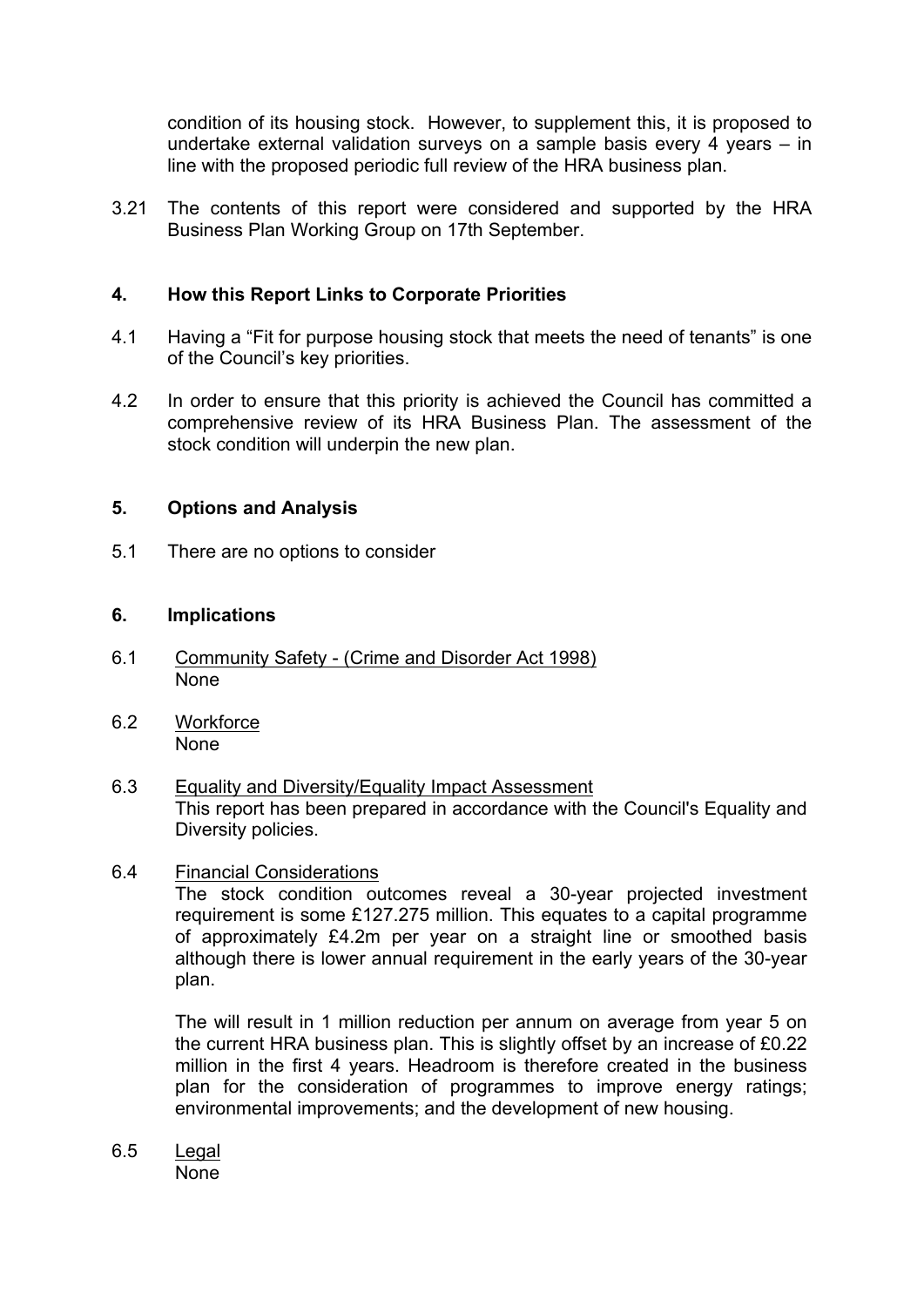condition of its housing stock. However, to supplement this, it is proposed to undertake external validation surveys on a sample basis every 4 years – in line with the proposed periodic full review of the HRA business plan.

3.21 The contents of this report were considered and supported by the HRA Business Plan Working Group on 17th September.

## 4. How this Report Links to Corporate Priorities

4.1 Having a "Fit for purpose housing stock that meets the need of tenants" is one of the Council's key priorities.

4.2 In order to ensure that this priority is achieved the Council has committed a comprehensive review of its HRA Business Plan. The assessment of the stock condition will underpin the new plan.

## 5. Options and Analysis

5.1 There are no options to consider

## 6. Implications

6.1 Community Safety - (Crime and Disorder Act 1998)
None

6.2 Workforce
None

6.3 Equality and Diversity/Equality Impact Assessment
This report has been prepared in accordance with the Council's Equality and Diversity policies.

6.4 Financial Considerations
The stock condition outcomes reveal a 30-year projected investment requirement is some £127.275 million. This equates to a capital programme of approximately £4.2m per year on a straight line or smoothed basis although there is lower annual requirement in the early years of the 30-year plan.

The will result in 1 million reduction per annum on average from year 5 on the current HRA business plan. This is slightly offset by an increase of £0.22 million in the first 4 years. Headroom is therefore created in the business plan for the consideration of programmes to improve energy ratings; environmental improvements; and the development of new housing.

6.5 Legal
None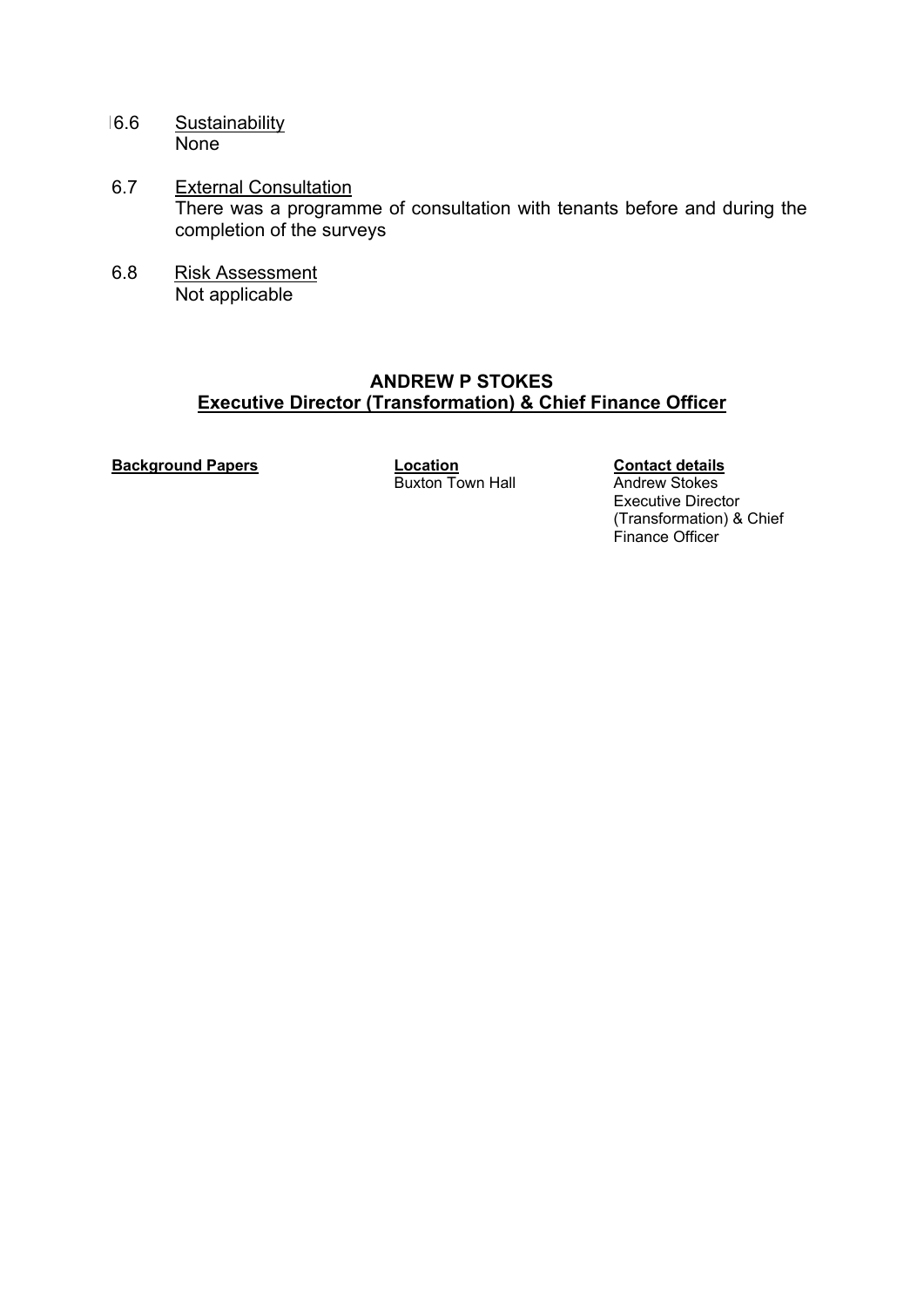6.6 Sustainability

None

6.7 External Consultation

There was a programme of consultation with tenants before and during the completion of the surveys

6.8 Risk Assessment

Not applicable

**ANDREW P STOKES**
**Executive Director (Transformation) & Chief Finance Officer**

| **Background Papers** | **Location** | **Contact details** |
| --- | --- | --- |
| | Buxton Town Hall | Andrew Stokes<br>Executive Director (Transformation) & Chief Finance Officer |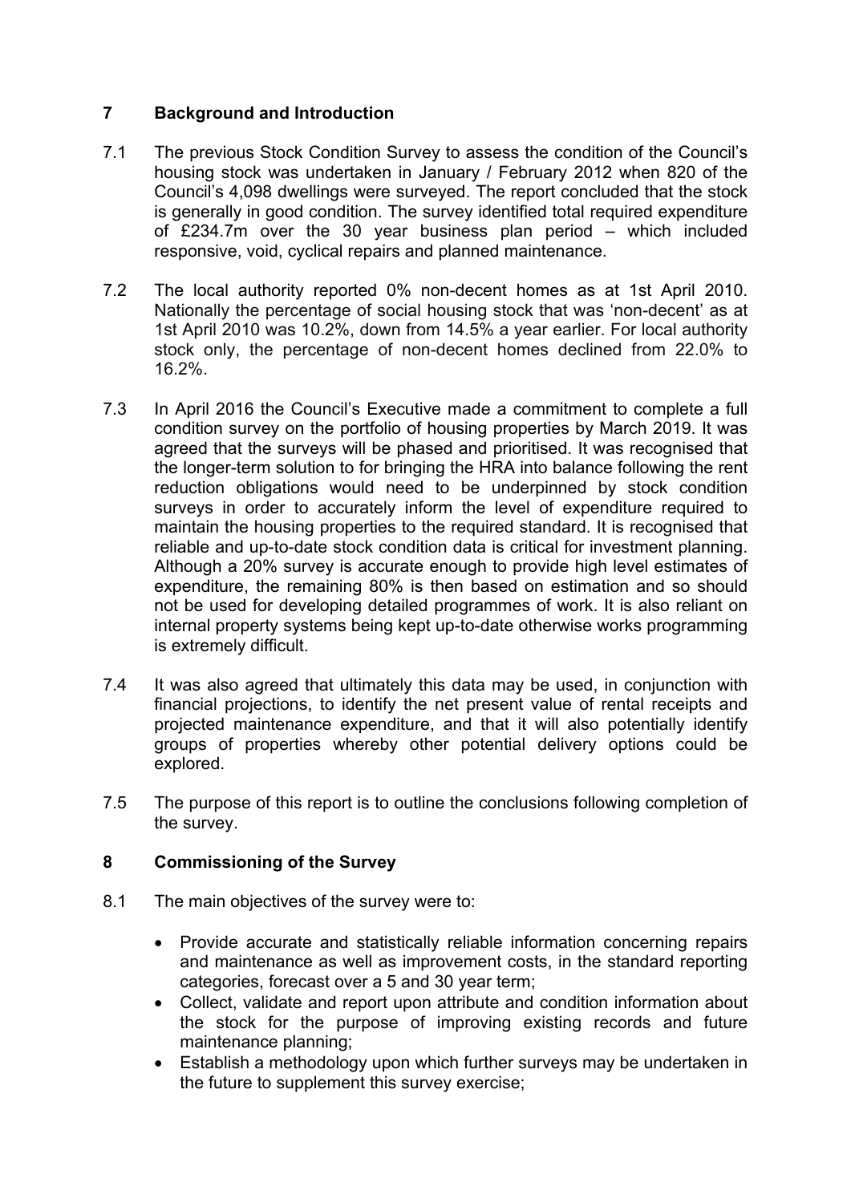## 7 Background and Introduction

7.1 The previous Stock Condition Survey to assess the condition of the Council's housing stock was undertaken in January / February 2012 when 820 of the Council's 4,098 dwellings were surveyed. The report concluded that the stock is generally in good condition. The survey identified total required expenditure of £234.7m over the 30 year business plan period – which included responsive, void, cyclical repairs and planned maintenance.

7.2 The local authority reported 0% non-decent homes as at 1st April 2010. Nationally the percentage of social housing stock that was 'non-decent' as at 1st April 2010 was 10.2%, down from 14.5% a year earlier. For local authority stock only, the percentage of non-decent homes declined from 22.0% to 16.2%.

7.3 In April 2016 the Council's Executive made a commitment to complete a full condition survey on the portfolio of housing properties by March 2019. It was agreed that the surveys will be phased and prioritised. It was recognised that the longer-term solution to for bringing the HRA into balance following the rent reduction obligations would need to be underpinned by stock condition surveys in order to accurately inform the level of expenditure required to maintain the housing properties to the required standard. It is recognised that reliable and up-to-date stock condition data is critical for investment planning. Although a 20% survey is accurate enough to provide high level estimates of expenditure, the remaining 80% is then based on estimation and so should not be used for developing detailed programmes of work. It is also reliant on internal property systems being kept up-to-date otherwise works programming is extremely difficult.

7.4 It was also agreed that ultimately this data may be used, in conjunction with financial projections, to identify the net present value of rental receipts and projected maintenance expenditure, and that it will also potentially identify groups of properties whereby other potential delivery options could be explored.

7.5 The purpose of this report is to outline the conclusions following completion of the survey.

## 8 Commissioning of the Survey

8.1 The main objectives of the survey were to:

- Provide accurate and statistically reliable information concerning repairs and maintenance as well as improvement costs, in the standard reporting categories, forecast over a 5 and 30 year term;
- Collect, validate and report upon attribute and condition information about the stock for the purpose of improving existing records and future maintenance planning;
- Establish a methodology upon which further surveys may be undertaken in the future to supplement this survey exercise;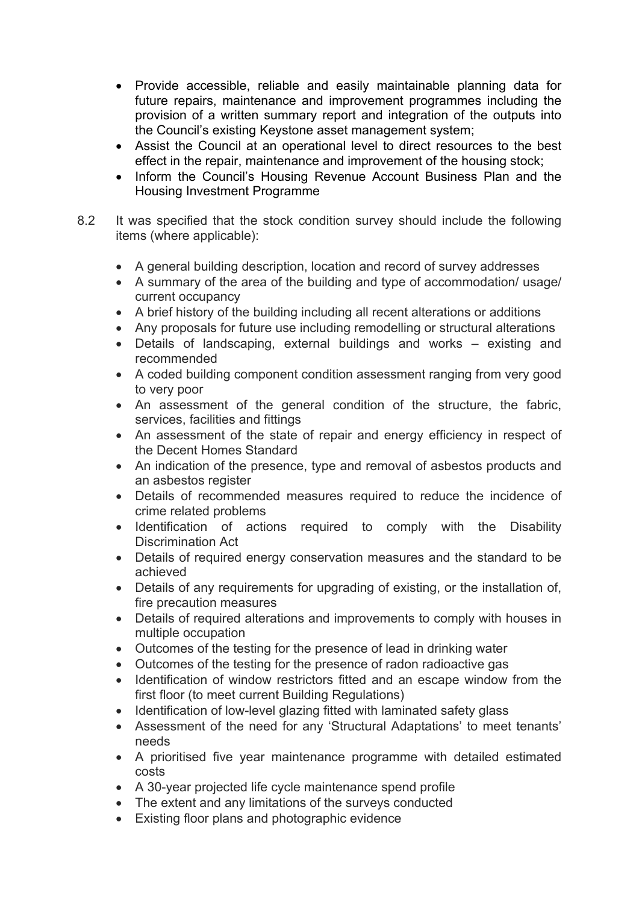- Provide accessible, reliable and easily maintainable planning data for future repairs, maintenance and improvement programmes including the provision of a written summary report and integration of the outputs into the Council's existing Keystone asset management system;
- Assist the Council at an operational level to direct resources to the best effect in the repair, maintenance and improvement of the housing stock;
- Inform the Council's Housing Revenue Account Business Plan and the Housing Investment Programme

8.2 It was specified that the stock condition survey should include the following items (where applicable):

- A general building description, location and record of survey addresses
- A summary of the area of the building and type of accommodation/ usage/ current occupancy
- A brief history of the building including all recent alterations or additions
- Any proposals for future use including remodelling or structural alterations
- Details of landscaping, external buildings and works – existing and recommended
- A coded building component condition assessment ranging from very good to very poor
- An assessment of the general condition of the structure, the fabric, services, facilities and fittings
- An assessment of the state of repair and energy efficiency in respect of the Decent Homes Standard
- An indication of the presence, type and removal of asbestos products and an asbestos register
- Details of recommended measures required to reduce the incidence of crime related problems
- Identification of actions required to comply with the Disability Discrimination Act
- Details of required energy conservation measures and the standard to be achieved
- Details of any requirements for upgrading of existing, or the installation of, fire precaution measures
- Details of required alterations and improvements to comply with houses in multiple occupation
- Outcomes of the testing for the presence of lead in drinking water
- Outcomes of the testing for the presence of radon radioactive gas
- Identification of window restrictors fitted and an escape window from the first floor (to meet current Building Regulations)
- Identification of low-level glazing fitted with laminated safety glass
- Assessment of the need for any 'Structural Adaptations' to meet tenants' needs
- A prioritised five year maintenance programme with detailed estimated costs
- A 30-year projected life cycle maintenance spend profile
- The extent and any limitations of the surveys conducted
- Existing floor plans and photographic evidence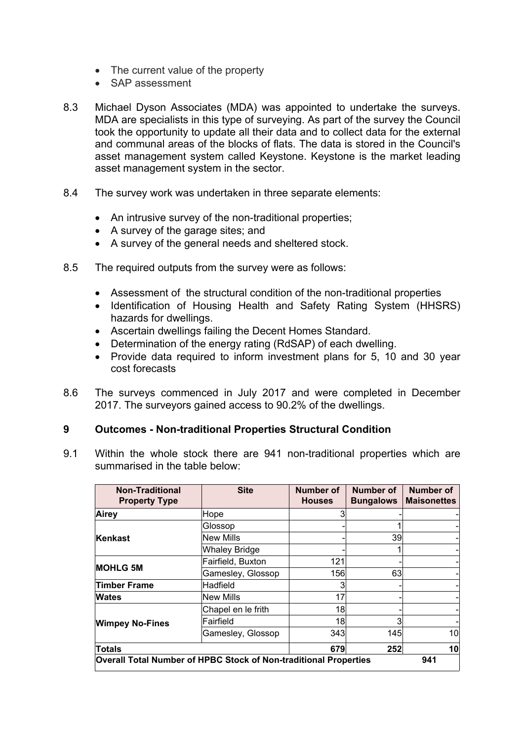- The current value of the property
- SAP assessment

8.3 Michael Dyson Associates (MDA) was appointed to undertake the surveys. MDA are specialists in this type of surveying. As part of the survey the Council took the opportunity to update all their data and to collect data for the external and communal areas of the blocks of flats. The data is stored in the Council's asset management system called Keystone. Keystone is the market leading asset management system in the sector.

8.4 The survey work was undertaken in three separate elements:

- An intrusive survey of the non-traditional properties;
- A survey of the garage sites; and
- A survey of the general needs and sheltered stock.

8.5 The required outputs from the survey were as follows:

- Assessment of the structural condition of the non-traditional properties
- Identification of Housing Health and Safety Rating System (HHSRS) hazards for dwellings.
- Ascertain dwellings failing the Decent Homes Standard.
- Determination of the energy rating (RdSAP) of each dwelling.
- Provide data required to inform investment plans for 5, 10 and 30 year cost forecasts

8.6 The surveys commenced in July 2017 and were completed in December 2017. The surveyors gained access to 90.2% of the dwellings.

## 9 Outcomes - Non-traditional Properties Structural Condition

9.1 Within the whole stock there are 941 non-traditional properties which are summarised in the table below:

| Non-Traditional Property Type | Site | Number of Houses | Number of Bungalows | Number of Maisonettes |
|---|---|---|---|---|
| **Airey** | Hope | 3 | - | - |
| **Kenkast** | Glossop | - | 1 | - |
| | New Mills | - | 39 | - |
| | Whaley Bridge | - | 1 | - |
| **MOHLG 5M** | Fairfield, Buxton | 121 | - | - |
| | Gamesley, Glossop | 156 | 63 | - |
| **Timber Frame** | Hadfield | 3 | - | - |
| **Wates** | New Mills | 17 | - | - |
| **Wimpey No-Fines** | Chapel en le frith | 18 | - | - |
| | Fairfield | 18 | 3 | - |
| | Gamesley, Glossop | 343 | 145 | 10 |
| **Totals** | | **679** | **252** | **10** |
| **Overall Total Number of HPBC Stock of Non-traditional Properties** | | | | **941** |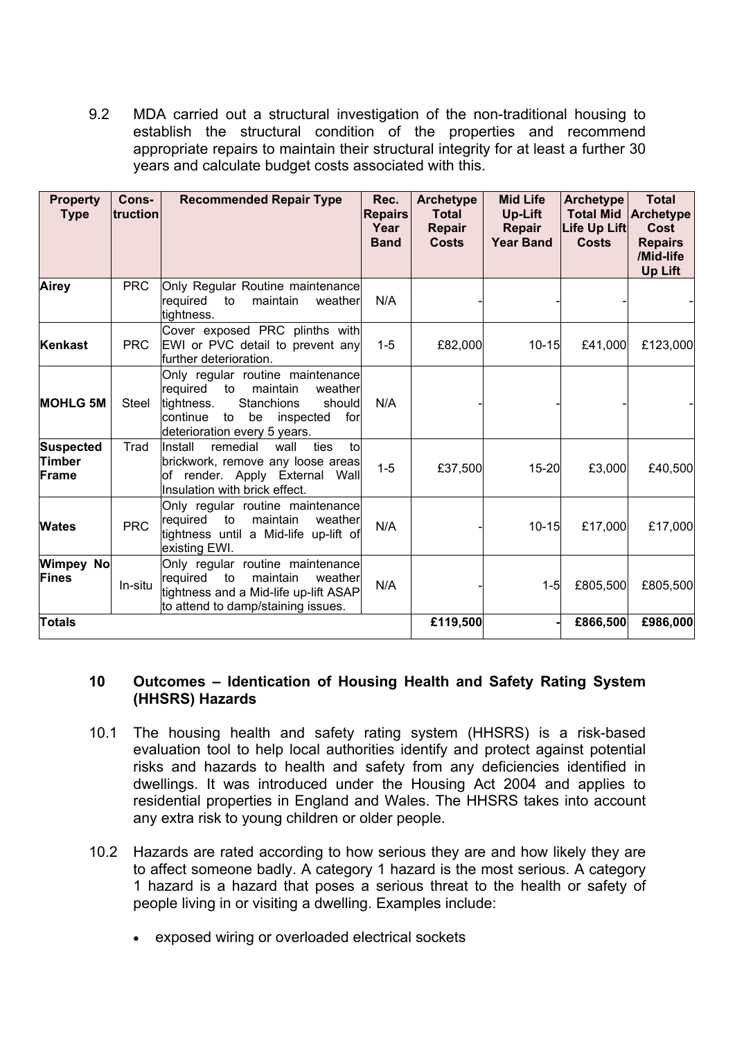9.2 MDA carried out a structural investigation of the non-traditional housing to establish the structural condition of the properties and recommend appropriate repairs to maintain their structural integrity for at least a further 30 years and calculate budget costs associated with this.

| Property Type | Cons-truction | Recommended Repair Type | Rec. Repairs Year Band | Archetype Total Repair Costs | Mid Life Up-Lift Repair Year Band | Archetype Total Mid Life Up Lift Costs | Total Archetype Cost Repairs /Mid-life Up Lift |
|---|---|---|---|---|---|---|---|
| **Airey** | PRC | Only Regular Routine maintenance required to maintain weather tightness. | N/A | - | - | - | - |
| **Kenkast** | PRC | Cover exposed PRC plinths with EWI or PVC detail to prevent any further deterioration. | 1-5 | £82,000 | 10-15 | £41,000 | £123,000 |
| **MOHLG 5M** | Steel | Only regular routine maintenance required to maintain weather tightness. Stanchions should continue to be inspected for deterioration every 5 years. | N/A | - | - | - | - |
| **Suspected Timber Frame** | Trad | Install remedial wall ties to brickwork, remove any loose areas of render. Apply External Wall Insulation with brick effect. | 1-5 | £37,500 | 15-20 | £3,000 | £40,500 |
| **Wates** | PRC | Only regular routine maintenance required to maintain weather tightness until a Mid-life up-lift of existing EWI. | N/A | - | 10-15 | £17,000 | £17,000 |
| **Wimpey No Fines** | In-situ | Only regular routine maintenance required to maintain weather tightness and a Mid-life up-lift ASAP to attend to damp/staining issues. | N/A | - | 1-5 | £805,500 | £805,500 |
| **Totals** | | | | **£119,500** | **-** | **£866,500** | **£986,000** |

## 10 Outcomes – Identication of Housing Health and Safety Rating System (HHSRS) Hazards

10.1 The housing health and safety rating system (HHSRS) is a risk-based evaluation tool to help local authorities identify and protect against potential risks and hazards to health and safety from any deficiencies identified in dwellings. It was introduced under the Housing Act 2004 and applies to residential properties in England and Wales. The HHSRS takes into account any extra risk to young children or older people.

10.2 Hazards are rated according to how serious they are and how likely they are to affect someone badly. A category 1 hazard is the most serious. A category 1 hazard is a hazard that poses a serious threat to the health or safety of people living in or visiting a dwelling. Examples include:

- exposed wiring or overloaded electrical sockets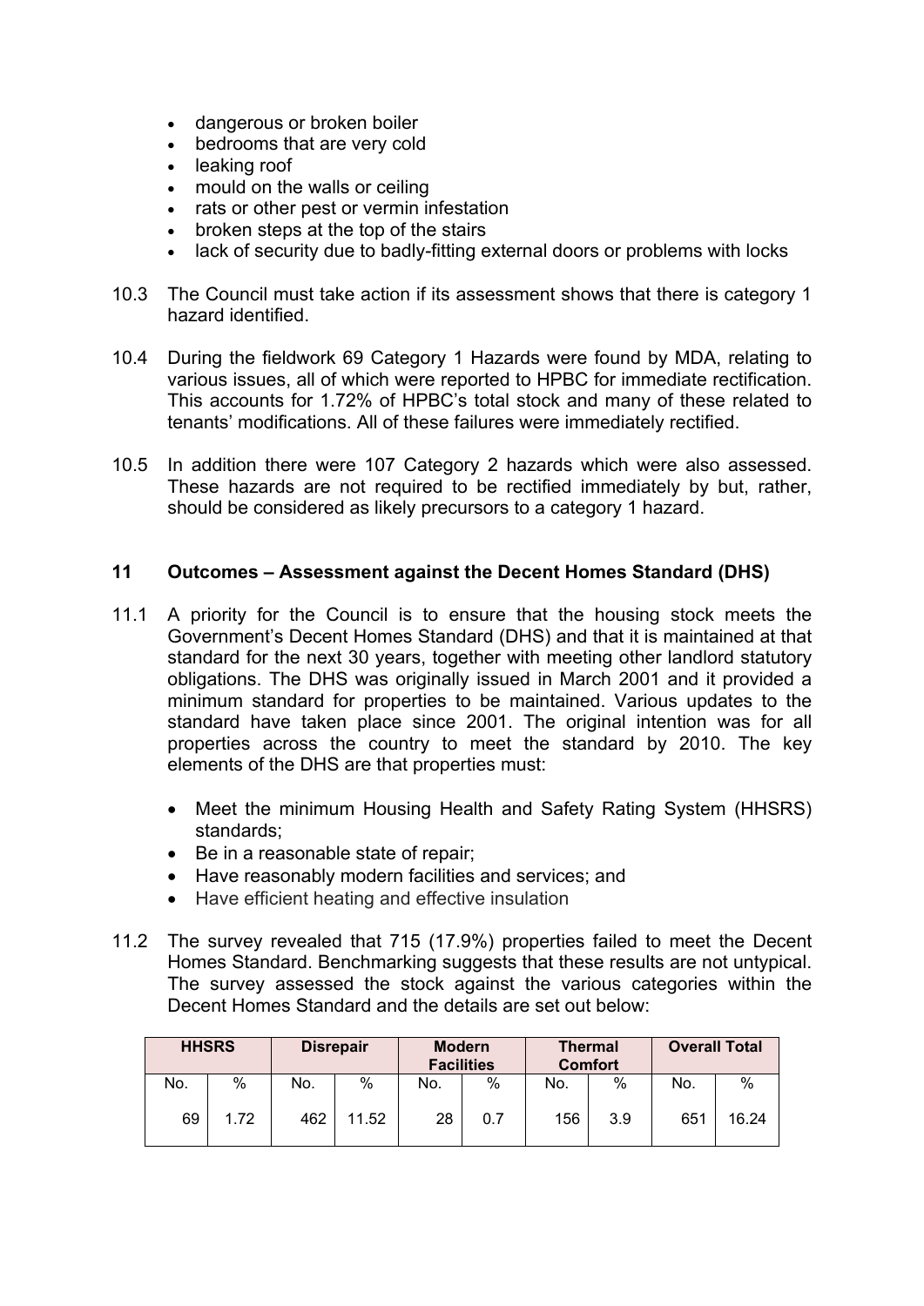- dangerous or broken boiler
- bedrooms that are very cold
- leaking roof
- mould on the walls or ceiling
- rats or other pest or vermin infestation
- broken steps at the top of the stairs
- lack of security due to badly-fitting external doors or problems with locks

10.3 The Council must take action if its assessment shows that there is category 1 hazard identified.

10.4 During the fieldwork 69 Category 1 Hazards were found by MDA, relating to various issues, all of which were reported to HPBC for immediate rectification. This accounts for 1.72% of HPBC's total stock and many of these related to tenants' modifications. All of these failures were immediately rectified.

10.5 In addition there were 107 Category 2 hazards which were also assessed. These hazards are not required to be rectified immediately by but, rather, should be considered as likely precursors to a category 1 hazard.

## 11 Outcomes – Assessment against the Decent Homes Standard (DHS)

11.1 A priority for the Council is to ensure that the housing stock meets the Government's Decent Homes Standard (DHS) and that it is maintained at that standard for the next 30 years, together with meeting other landlord statutory obligations. The DHS was originally issued in March 2001 and it provided a minimum standard for properties to be maintained. Various updates to the standard have taken place since 2001. The original intention was for all properties across the country to meet the standard by 2010. The key elements of the DHS are that properties must:

- Meet the minimum Housing Health and Safety Rating System (HHSRS) standards;
- Be in a reasonable state of repair;
- Have reasonably modern facilities and services; and
- Have efficient heating and effective insulation

11.2 The survey revealed that 715 (17.9%) properties failed to meet the Decent Homes Standard. Benchmarking suggests that these results are not untypical. The survey assessed the stock against the various categories within the Decent Homes Standard and the details are set out below:

| HHSRS | | Disrepair | | Modern Facilities | | Thermal Comfort | | Overall Total | |
|---|---|---|---|---|---|---|---|---|---|
| No. | % | No. | % | No. | % | No. | % | No. | % |
| 69 | 1.72 | 462 | 11.52 | 28 | 0.7 | 156 | 3.9 | 651 | 16.24 |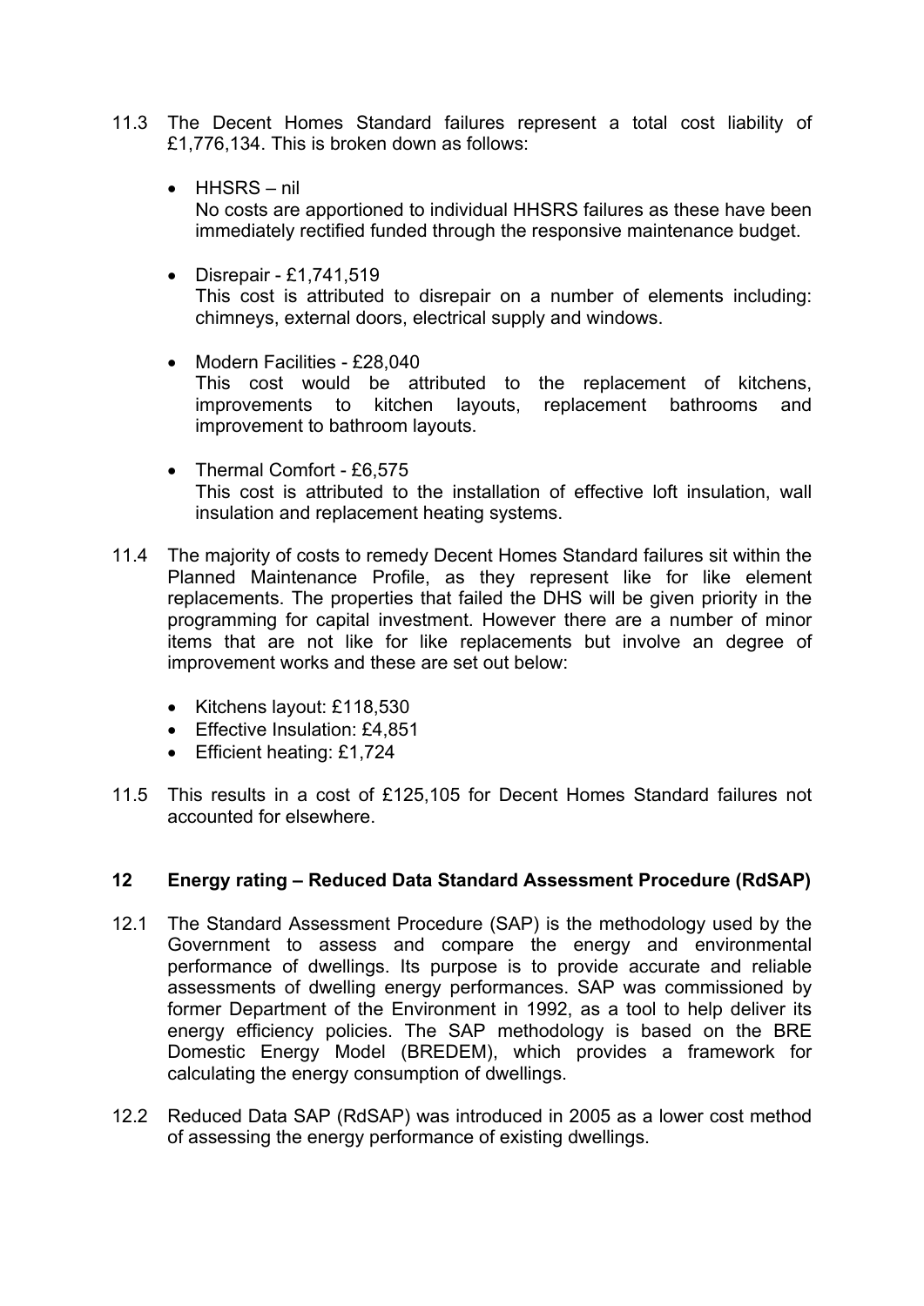11.3 The Decent Homes Standard failures represent a total cost liability of £1,776,134. This is broken down as follows:

- HHSRS – nil
  No costs are apportioned to individual HHSRS failures as these have been immediately rectified funded through the responsive maintenance budget.

- Disrepair - £1,741,519
  This cost is attributed to disrepair on a number of elements including: chimneys, external doors, electrical supply and windows.

- Modern Facilities - £28,040
  This cost would be attributed to the replacement of kitchens, improvements to kitchen layouts, replacement bathrooms and improvement to bathroom layouts.

- Thermal Comfort - £6,575
  This cost is attributed to the installation of effective loft insulation, wall insulation and replacement heating systems.

11.4 The majority of costs to remedy Decent Homes Standard failures sit within the Planned Maintenance Profile, as they represent like for like element replacements. The properties that failed the DHS will be given priority in the programming for capital investment. However there are a number of minor items that are not like for like replacements but involve an degree of improvement works and these are set out below:

- Kitchens layout: £118,530
- Effective Insulation: £4,851
- Efficient heating: £1,724

11.5 This results in a cost of £125,105 for Decent Homes Standard failures not accounted for elsewhere.

## 12 Energy rating – Reduced Data Standard Assessment Procedure (RdSAP)

12.1 The Standard Assessment Procedure (SAP) is the methodology used by the Government to assess and compare the energy and environmental performance of dwellings. Its purpose is to provide accurate and reliable assessments of dwelling energy performances. SAP was commissioned by former Department of the Environment in 1992, as a tool to help deliver its energy efficiency policies. The SAP methodology is based on the BRE Domestic Energy Model (BREDEM), which provides a framework for calculating the energy consumption of dwellings.

12.2 Reduced Data SAP (RdSAP) was introduced in 2005 as a lower cost method of assessing the energy performance of existing dwellings.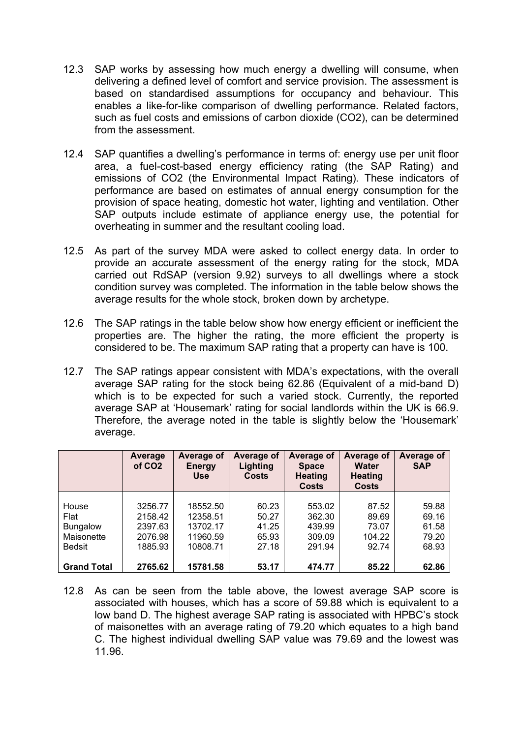12.3 SAP works by assessing how much energy a dwelling will consume, when delivering a defined level of comfort and service provision. The assessment is based on standardised assumptions for occupancy and behaviour. This enables a like-for-like comparison of dwelling performance. Related factors, such as fuel costs and emissions of carbon dioxide ($CO_2$), can be determined from the assessment.

12.4 SAP quantifies a dwelling's performance in terms of: energy use per unit floor area, a fuel-cost-based energy efficiency rating (the SAP Rating) and emissions of $CO_2$ (the Environmental Impact Rating). These indicators of performance are based on estimates of annual energy consumption for the provision of space heating, domestic hot water, lighting and ventilation. Other SAP outputs include estimate of appliance energy use, the potential for overheating in summer and the resultant cooling load.

12.5 As part of the survey MDA were asked to collect energy data. In order to provide an accurate assessment of the energy rating for the stock, MDA carried out RdSAP (version 9.92) surveys to all dwellings where a stock condition survey was completed. The information in the table below shows the average results for the whole stock, broken down by archetype.

12.6 The SAP ratings in the table below show how energy efficient or inefficient the properties are. The higher the rating, the more efficient the property is considered to be. The maximum SAP rating that a property can have is 100.

12.7 The SAP ratings appear consistent with MDA's expectations, with the overall average SAP rating for the stock being 62.86 (Equivalent of a mid-band D) which is to be expected for such a varied stock. Currently, the reported average SAP at 'Housemark' rating for social landlords within the UK is 66.9. Therefore, the average noted in the table is slightly below the 'Housemark' average.

| | Average of $CO_2$ | Average of Energy Use | Average of Lighting Costs | Average of Space Heating Costs | Average of Water Heating Costs | Average of SAP |
|---|---|---|---|---|---|---|
| House | 3256.77 | 18552.50 | 60.23 | 553.02 | 87.52 | 59.88 |
| Flat | 2158.42 | 12358.51 | 50.27 | 362.30 | 89.69 | 69.16 |
| Bungalow | 2397.63 | 13702.17 | 41.25 | 439.99 | 73.07 | 61.58 |
| Maisonette | 2076.98 | 11960.59 | 65.93 | 309.09 | 104.22 | 79.20 |
| Bedsit | 1885.93 | 10808.71 | 27.18 | 291.94 | 92.74 | 68.93 |
| **Grand Total** | **2765.62** | **15781.58** | **53.17** | **474.77** | **85.22** | **62.86** |

12.8 As can be seen from the table above, the lowest average SAP score is associated with houses, which has a score of 59.88 which is equivalent to a low band D. The highest average SAP rating is associated with HPBC's stock of maisonettes with an average rating of 79.20 which equates to a high band C. The highest individual dwelling SAP value was 79.69 and the lowest was 11.96.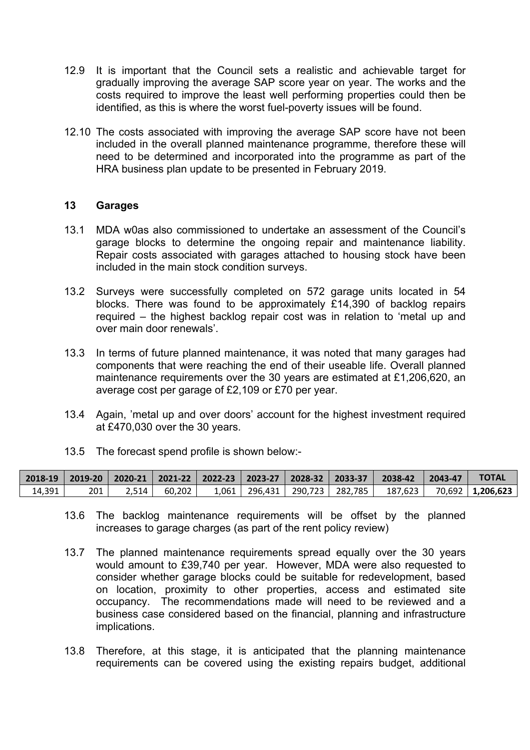12.9 It is important that the Council sets a realistic and achievable target for gradually improving the average SAP score year on year. The works and the costs required to improve the least well performing properties could then be identified, as this is where the worst fuel-poverty issues will be found.

12.10 The costs associated with improving the average SAP score have not been included in the overall planned maintenance programme, therefore these will need to be determined and incorporated into the programme as part of the HRA business plan update to be presented in February 2019.

## 13 Garages

13.1 MDA w0as also commissioned to undertake an assessment of the Council's garage blocks to determine the ongoing repair and maintenance liability. Repair costs associated with garages attached to housing stock have been included in the main stock condition surveys.

13.2 Surveys were successfully completed on 572 garage units located in 54 blocks. There was found to be approximately £14,390 of backlog repairs required – the highest backlog repair cost was in relation to 'metal up and over main door renewals'.

13.3 In terms of future planned maintenance, it was noted that many garages had components that were reaching the end of their useable life. Overall planned maintenance requirements over the 30 years are estimated at £1,206,620, an average cost per garage of £2,109 or £70 per year.

13.4 Again, 'metal up and over doors' account for the highest investment required at £470,030 over the 30 years.

13.5 The forecast spend profile is shown below:-

| 2018-19 | 2019-20 | 2020-21 | 2021-22 | 2022-23 | 2023-27 | 2028-32 | 2033-37 | 2038-42 | 2043-47 | TOTAL |
|---|---|---|---|---|---|---|---|---|---|---|
| 14,391 | 201 | 2,514 | 60,202 | 1,061 | 296,431 | 290,723 | 282,785 | 187,623 | 70,692 | **1,206,623** |

13.6 The backlog maintenance requirements will be offset by the planned increases to garage charges (as part of the rent policy review)

13.7 The planned maintenance requirements spread equally over the 30 years would amount to £39,740 per year. However, MDA were also requested to consider whether garage blocks could be suitable for redevelopment, based on location, proximity to other properties, access and estimated site occupancy. The recommendations made will need to be reviewed and a business case considered based on the financial, planning and infrastructure implications.

13.8 Therefore, at this stage, it is anticipated that the planning maintenance requirements can be covered using the existing repairs budget, additional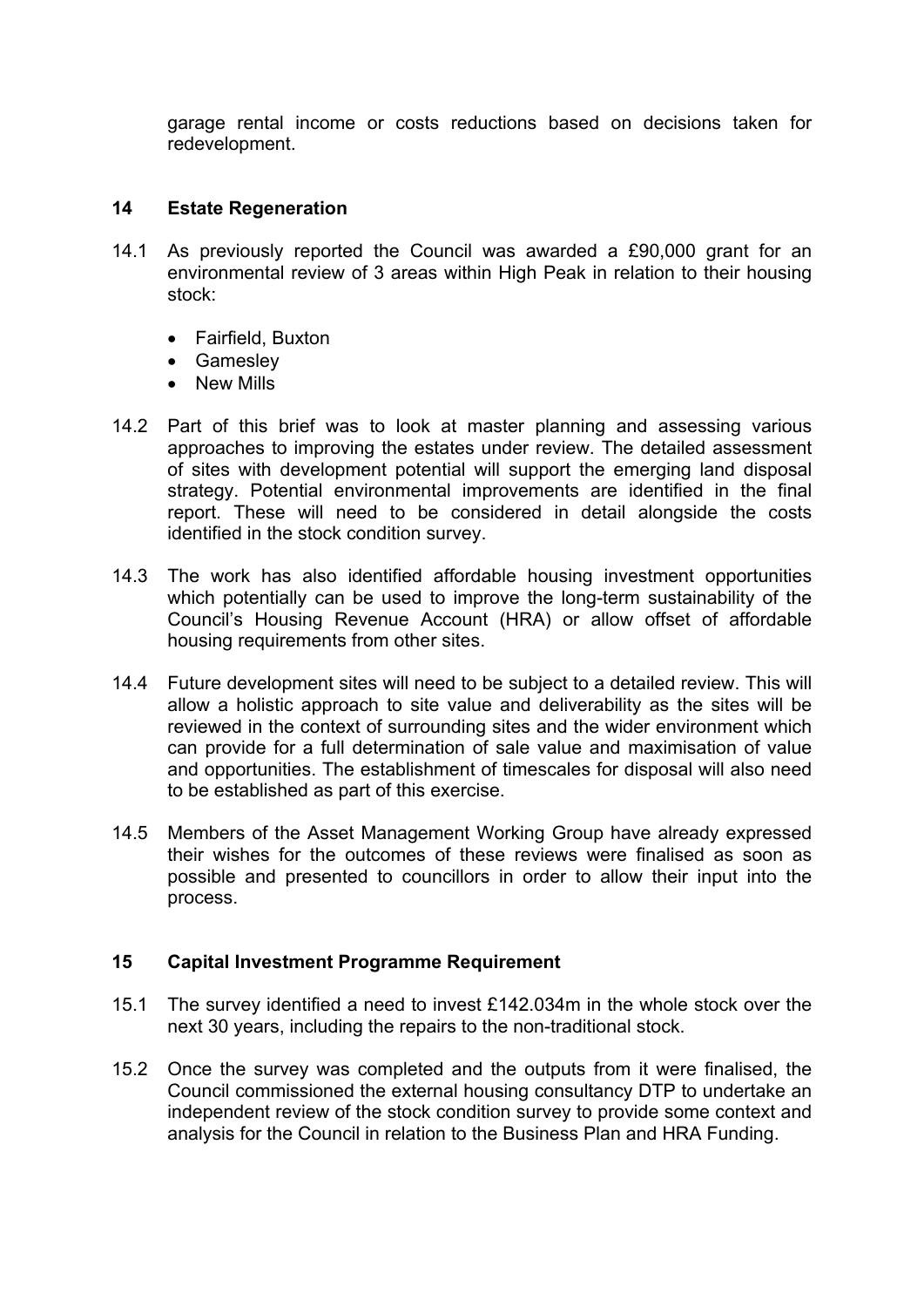garage rental income or costs reductions based on decisions taken for redevelopment.

## 14 Estate Regeneration

14.1 As previously reported the Council was awarded a £90,000 grant for an environmental review of 3 areas within High Peak in relation to their housing stock:

- Fairfield, Buxton
- Gamesley
- New Mills

14.2 Part of this brief was to look at master planning and assessing various approaches to improving the estates under review. The detailed assessment of sites with development potential will support the emerging land disposal strategy. Potential environmental improvements are identified in the final report. These will need to be considered in detail alongside the costs identified in the stock condition survey.

14.3 The work has also identified affordable housing investment opportunities which potentially can be used to improve the long-term sustainability of the Council's Housing Revenue Account (HRA) or allow offset of affordable housing requirements from other sites.

14.4 Future development sites will need to be subject to a detailed review. This will allow a holistic approach to site value and deliverability as the sites will be reviewed in the context of surrounding sites and the wider environment which can provide for a full determination of sale value and maximisation of value and opportunities. The establishment of timescales for disposal will also need to be established as part of this exercise.

14.5 Members of the Asset Management Working Group have already expressed their wishes for the outcomes of these reviews were finalised as soon as possible and presented to councillors in order to allow their input into the process.

## 15 Capital Investment Programme Requirement

15.1 The survey identified a need to invest £142.034m in the whole stock over the next 30 years, including the repairs to the non-traditional stock.

15.2 Once the survey was completed and the outputs from it were finalised, the Council commissioned the external housing consultancy DTP to undertake an independent review of the stock condition survey to provide some context and analysis for the Council in relation to the Business Plan and HRA Funding.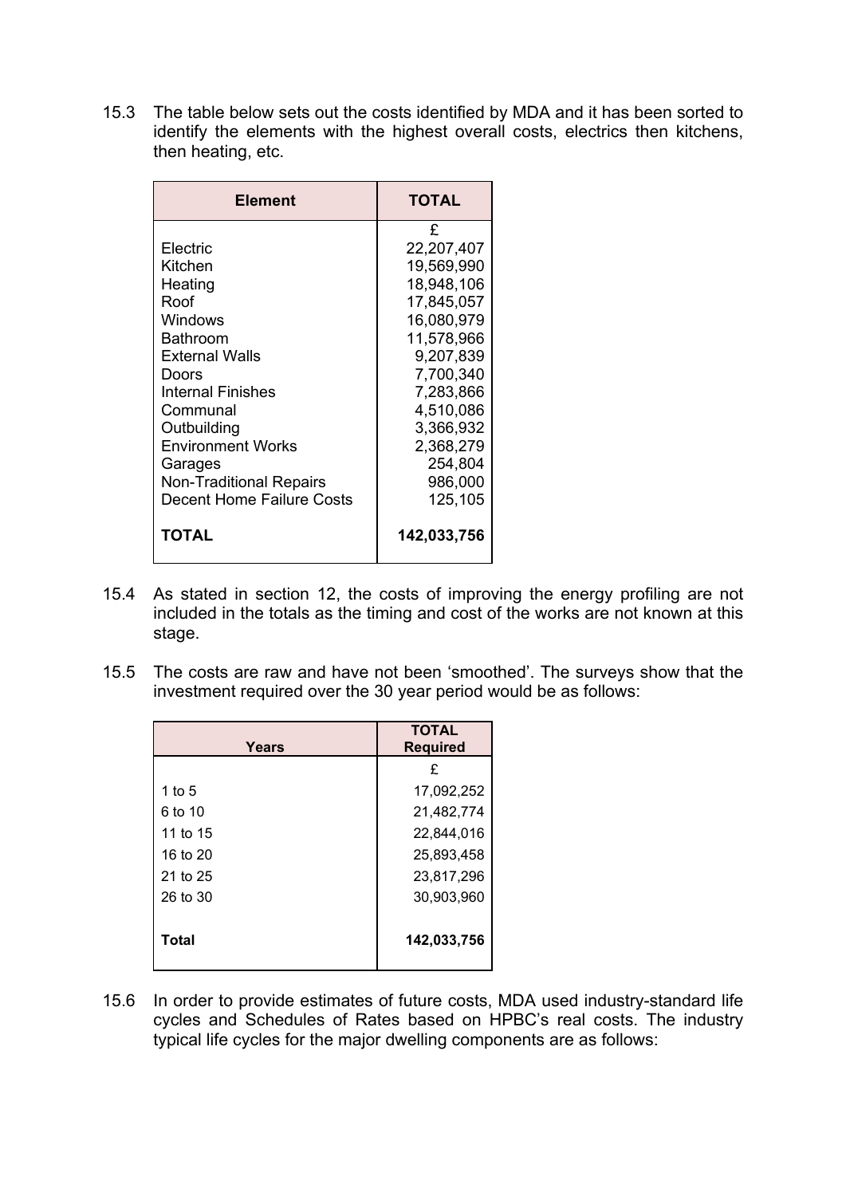15.3 The table below sets out the costs identified by MDA and it has been sorted to identify the elements with the highest overall costs, electrics then kitchens, then heating, etc.

| Element | TOTAL |
|---|---|
| | £ |
| Electric | 22,207,407 |
| Kitchen | 19,569,990 |
| Heating | 18,948,106 |
| Roof | 17,845,057 |
| Windows | 16,080,979 |
| Bathroom | 11,578,966 |
| External Walls | 9,207,839 |
| Doors | 7,700,340 |
| Internal Finishes | 7,283,866 |
| Communal | 4,510,086 |
| Outbuilding | 3,366,932 |
| Environment Works | 2,368,279 |
| Garages | 254,804 |
| Non-Traditional Repairs | 986,000 |
| Decent Home Failure Costs | 125,105 |
| **TOTAL** | **142,033,756** |

15.4 As stated in section 12, the costs of improving the energy profiling are not included in the totals as the timing and cost of the works are not known at this stage.

15.5 The costs are raw and have not been 'smoothed'. The surveys show that the investment required over the 30 year period would be as follows:

| Years | TOTAL Required |
|---|---|
| | £ |
| 1 to 5 | 17,092,252 |
| 6 to 10 | 21,482,774 |
| 11 to 15 | 22,844,016 |
| 16 to 20 | 25,893,458 |
| 21 to 25 | 23,817,296 |
| 26 to 30 | 30,903,960 |
| **Total** | **142,033,756** |

15.6 In order to provide estimates of future costs, MDA used industry-standard life cycles and Schedules of Rates based on HPBC's real costs. The industry typical life cycles for the major dwelling components are as follows: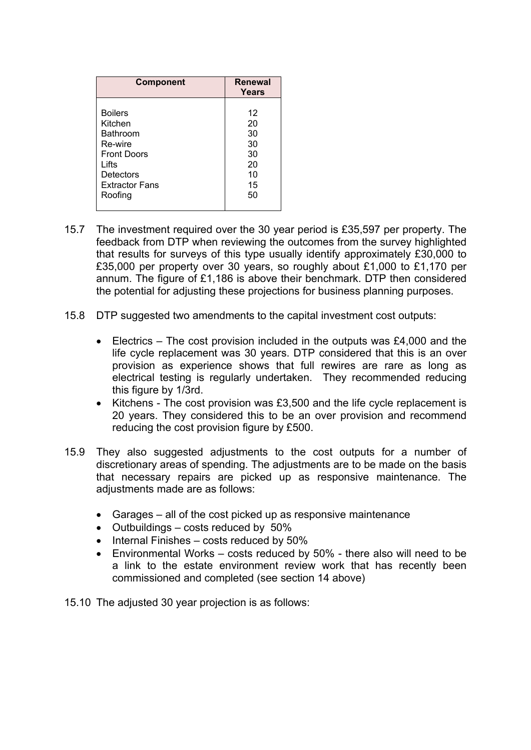| Component | Renewal Years |
|---|---|
| Boilers | 12 |
| Kitchen | 20 |
| Bathroom | 30 |
| Re-wire | 30 |
| Front Doors | 30 |
| Lifts | 20 |
| Detectors | 10 |
| Extractor Fans | 15 |
| Roofing | 50 |

15.7 The investment required over the 30 year period is £35,597 per property. The feedback from DTP when reviewing the outcomes from the survey highlighted that results for surveys of this type usually identify approximately £30,000 to £35,000 per property over 30 years, so roughly about £1,000 to £1,170 per annum. The figure of £1,186 is above their benchmark. DTP then considered the potential for adjusting these projections for business planning purposes.

15.8 DTP suggested two amendments to the capital investment cost outputs:

- Electrics – The cost provision included in the outputs was £4,000 and the life cycle replacement was 30 years. DTP considered that this is an over provision as experience shows that full rewires are rare as long as electrical testing is regularly undertaken. They recommended reducing this figure by 1/3rd.
- Kitchens - The cost provision was £3,500 and the life cycle replacement is 20 years. They considered this to be an over provision and recommend reducing the cost provision figure by £500.

15.9 They also suggested adjustments to the cost outputs for a number of discretionary areas of spending. The adjustments are to be made on the basis that necessary repairs are picked up as responsive maintenance. The adjustments made are as follows:

- Garages – all of the cost picked up as responsive maintenance
- Outbuildings – costs reduced by 50%
- Internal Finishes – costs reduced by 50%
- Environmental Works – costs reduced by 50% - there also will need to be a link to the estate environment review work that has recently been commissioned and completed (see section 14 above)

15.10 The adjusted 30 year projection is as follows: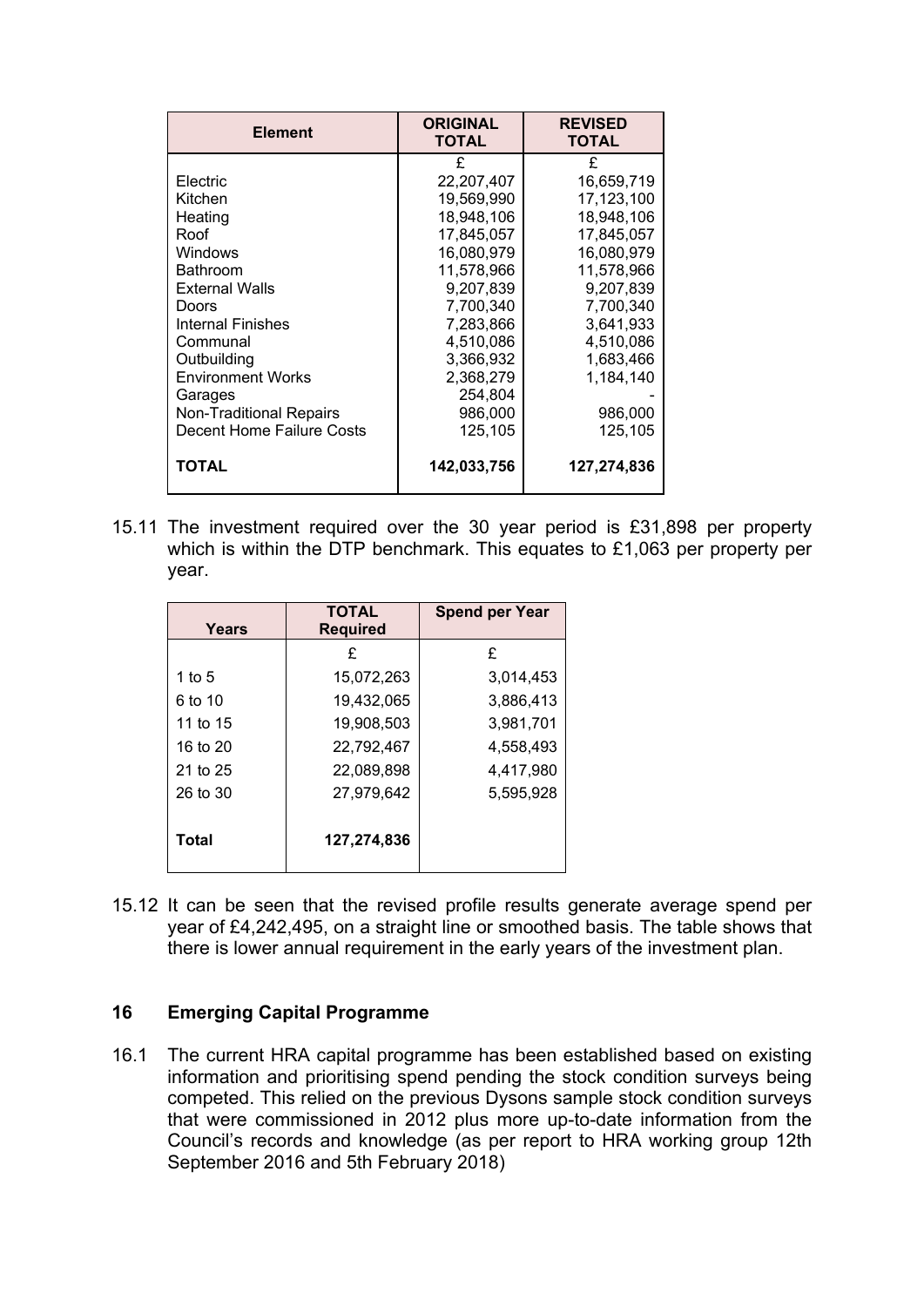| Element | ORIGINAL TOTAL | REVISED TOTAL |
|---|---|---|
| | £ | £ |
| Electric | 22,207,407 | 16,659,719 |
| Kitchen | 19,569,990 | 17,123,100 |
| Heating | 18,948,106 | 18,948,106 |
| Roof | 17,845,057 | 17,845,057 |
| Windows | 16,080,979 | 16,080,979 |
| Bathroom | 11,578,966 | 11,578,966 |
| External Walls | 9,207,839 | 9,207,839 |
| Doors | 7,700,340 | 7,700,340 |
| Internal Finishes | 7,283,866 | 3,641,933 |
| Communal | 4,510,086 | 4,510,086 |
| Outbuilding | 3,366,932 | 1,683,466 |
| Environment Works | 2,368,279 | 1,184,140 |
| Garages | 254,804 | - |
| Non-Traditional Repairs | 986,000 | 986,000 |
| Decent Home Failure Costs | 125,105 | 125,105 |
| **TOTAL** | **142,033,756** | **127,274,836** |

15.11 The investment required over the 30 year period is £31,898 per property which is within the DTP benchmark. This equates to £1,063 per property per year.

| Years | TOTAL Required | Spend per Year |
|---|---|---|
| | £ | £ |
| 1 to 5 | 15,072,263 | 3,014,453 |
| 6 to 10 | 19,432,065 | 3,886,413 |
| 11 to 15 | 19,908,503 | 3,981,701 |
| 16 to 20 | 22,792,467 | 4,558,493 |
| 21 to 25 | 22,089,898 | 4,417,980 |
| 26 to 30 | 27,979,642 | 5,595,928 |
| **Total** | **127,274,836** | |

15.12 It can be seen that the revised profile results generate average spend per year of £4,242,495, on a straight line or smoothed basis. The table shows that there is lower annual requirement in the early years of the investment plan.

## 16 Emerging Capital Programme

16.1 The current HRA capital programme has been established based on existing information and prioritising spend pending the stock condition surveys being competed. This relied on the previous Dysons sample stock condition surveys that were commissioned in 2012 plus more up-to-date information from the Council's records and knowledge (as per report to HRA working group 12th September 2016 and 5th February 2018)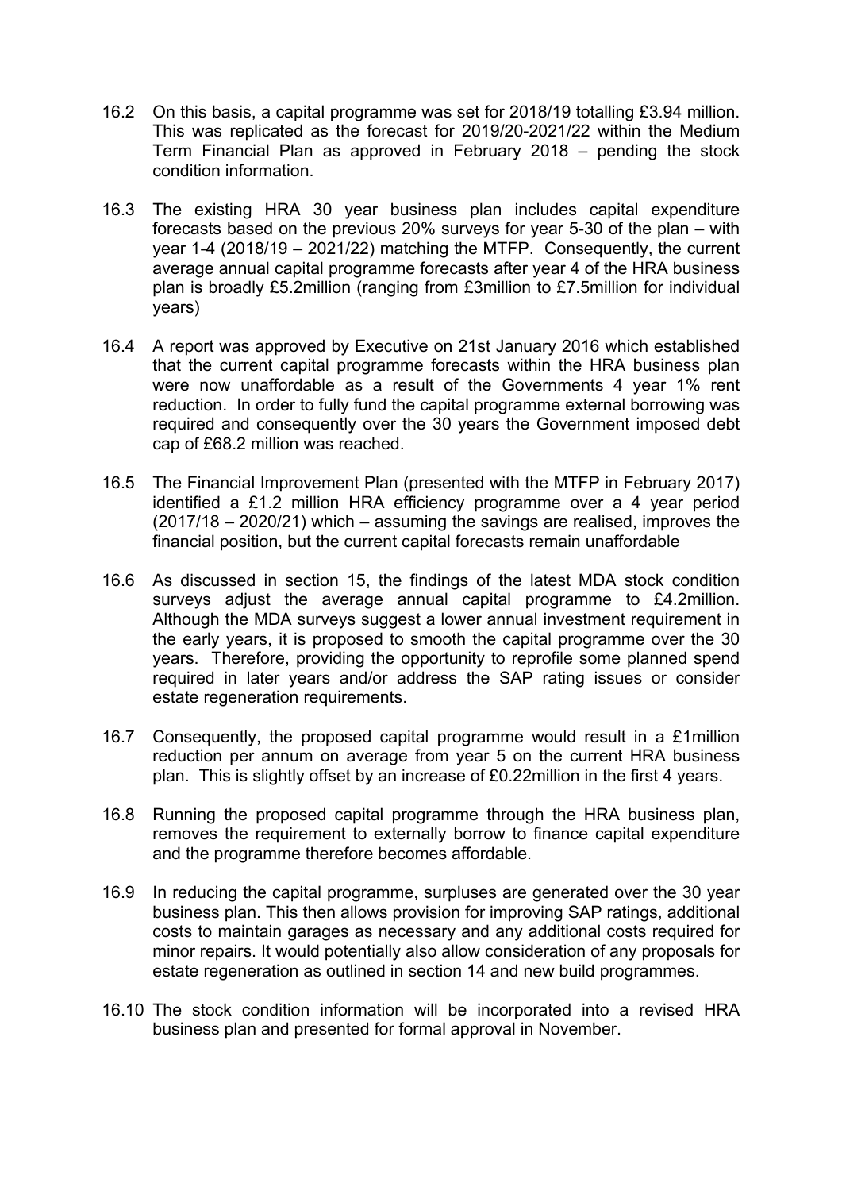16.2 On this basis, a capital programme was set for 2018/19 totalling £3.94 million. This was replicated as the forecast for 2019/20-2021/22 within the Medium Term Financial Plan as approved in February 2018 – pending the stock condition information.

16.3 The existing HRA 30 year business plan includes capital expenditure forecasts based on the previous 20% surveys for year 5-30 of the plan – with year 1-4 (2018/19 – 2021/22) matching the MTFP. Consequently, the current average annual capital programme forecasts after year 4 of the HRA business plan is broadly £5.2million (ranging from £3million to £7.5million for individual years)

16.4 A report was approved by Executive on 21st January 2016 which established that the current capital programme forecasts within the HRA business plan were now unaffordable as a result of the Governments 4 year 1% rent reduction. In order to fully fund the capital programme external borrowing was required and consequently over the 30 years the Government imposed debt cap of £68.2 million was reached.

16.5 The Financial Improvement Plan (presented with the MTFP in February 2017) identified a £1.2 million HRA efficiency programme over a 4 year period (2017/18 – 2020/21) which – assuming the savings are realised, improves the financial position, but the current capital forecasts remain unaffordable

16.6 As discussed in section 15, the findings of the latest MDA stock condition surveys adjust the average annual capital programme to £4.2million. Although the MDA surveys suggest a lower annual investment requirement in the early years, it is proposed to smooth the capital programme over the 30 years. Therefore, providing the opportunity to reprofile some planned spend required in later years and/or address the SAP rating issues or consider estate regeneration requirements.

16.7 Consequently, the proposed capital programme would result in a £1million reduction per annum on average from year 5 on the current HRA business plan. This is slightly offset by an increase of £0.22million in the first 4 years.

16.8 Running the proposed capital programme through the HRA business plan, removes the requirement to externally borrow to finance capital expenditure and the programme therefore becomes affordable.

16.9 In reducing the capital programme, surpluses are generated over the 30 year business plan. This then allows provision for improving SAP ratings, additional costs to maintain garages as necessary and any additional costs required for minor repairs. It would potentially also allow consideration of any proposals for estate regeneration as outlined in section 14 and new build programmes.

16.10 The stock condition information will be incorporated into a revised HRA business plan and presented for formal approval in November.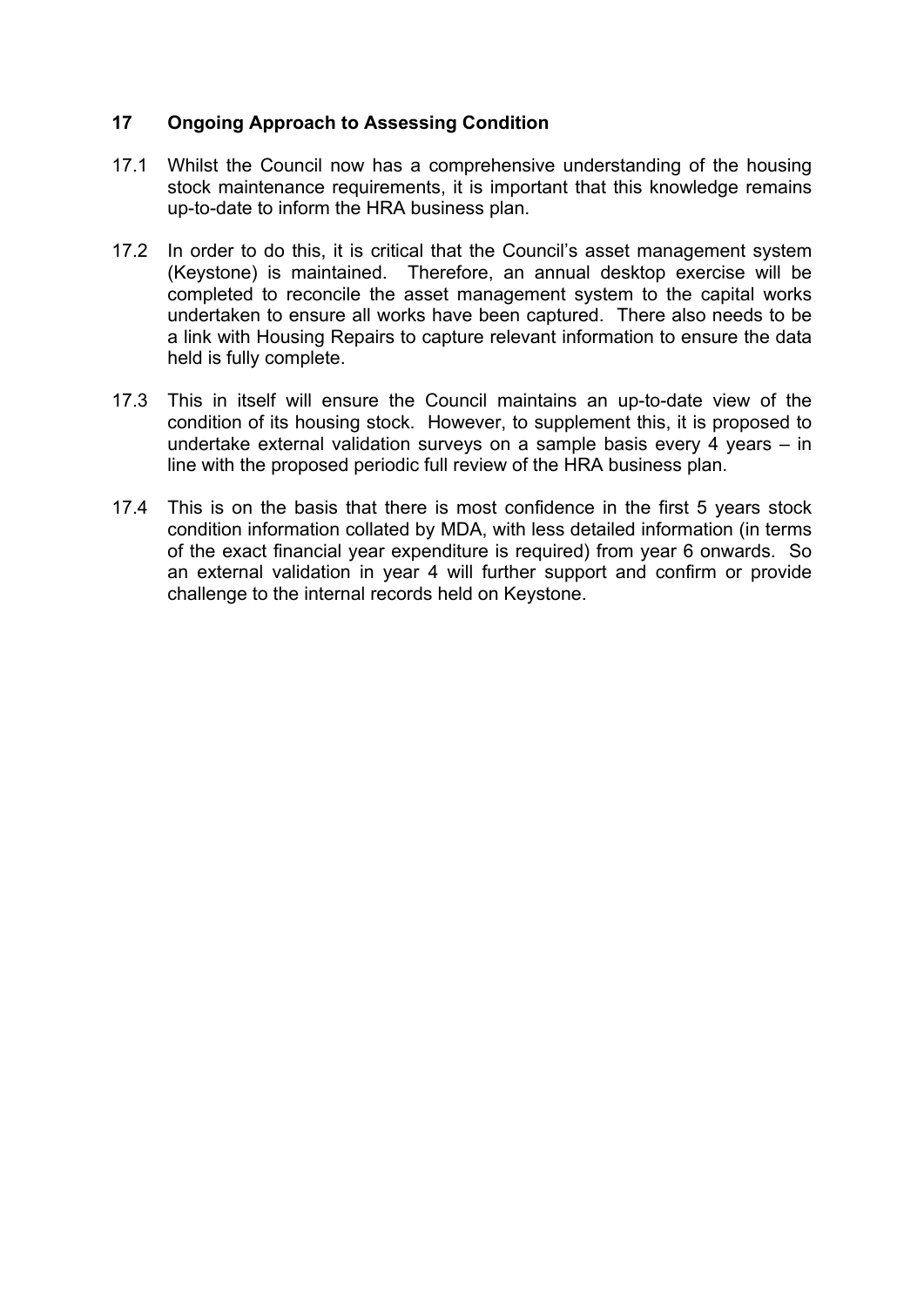## 17 Ongoing Approach to Assessing Condition

17.1 Whilst the Council now has a comprehensive understanding of the housing stock maintenance requirements, it is important that this knowledge remains up-to-date to inform the HRA business plan.

17.2 In order to do this, it is critical that the Council's asset management system (Keystone) is maintained. Therefore, an annual desktop exercise will be completed to reconcile the asset management system to the capital works undertaken to ensure all works have been captured. There also needs to be a link with Housing Repairs to capture relevant information to ensure the data held is fully complete.

17.3 This in itself will ensure the Council maintains an up-to-date view of the condition of its housing stock. However, to supplement this, it is proposed to undertake external validation surveys on a sample basis every 4 years – in line with the proposed periodic full review of the HRA business plan.

17.4 This is on the basis that there is most confidence in the first 5 years stock condition information collated by MDA, with less detailed information (in terms of the exact financial year expenditure is required) from year 6 onwards. So an external validation in year 4 will further support and confirm or provide challenge to the internal records held on Keystone.